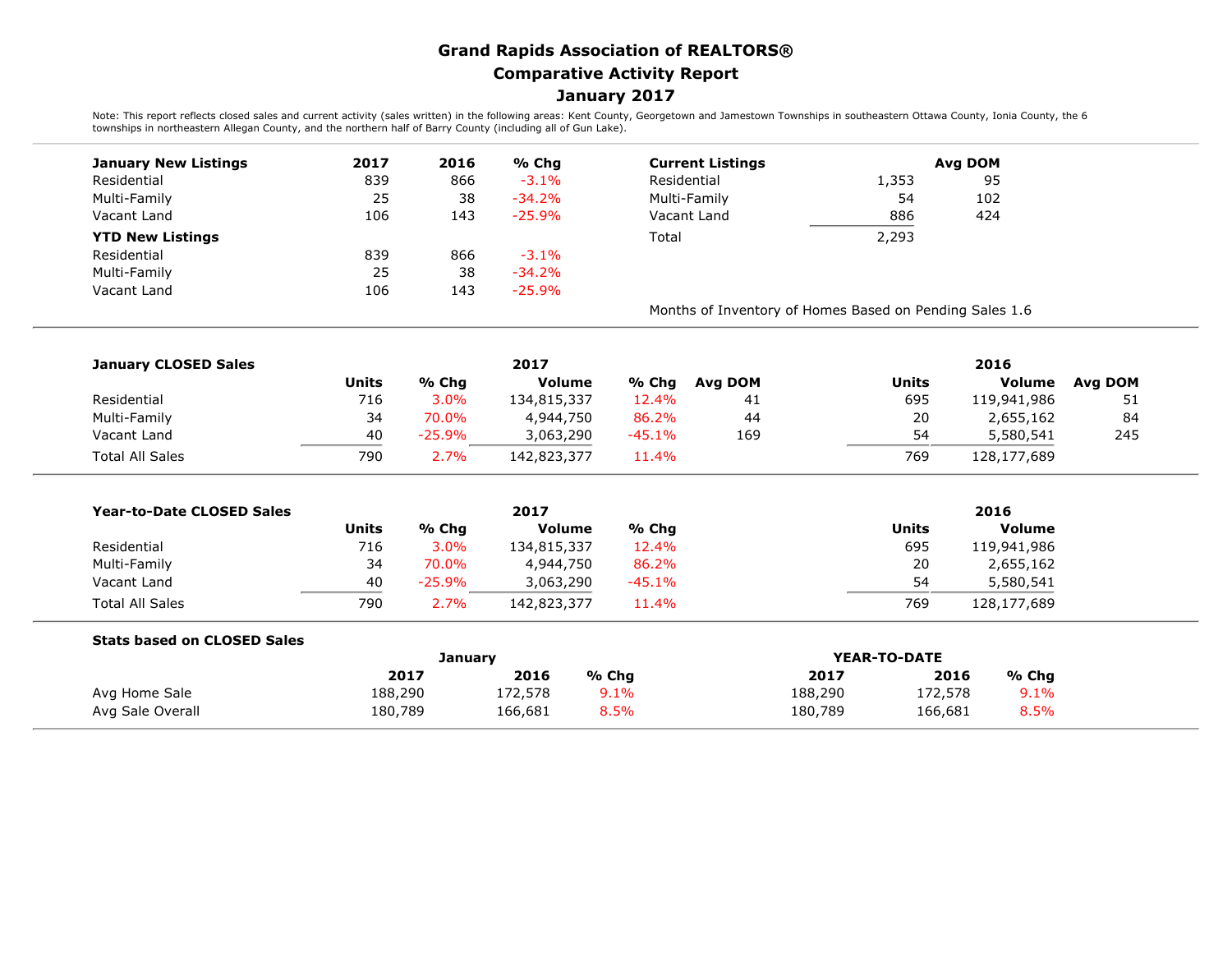# Grand Rapids Association of REALTORS®

## Comparative Activity Report

## January 2017

Note: This report reflects closed sales and current activity (sales written) in the following areas: Kent County, Georgetown and Jamestown Townships in southeastern Ottawa County, Ionia County, the 6 townships in northeastern Allegan County, and the northern half of Barry County (including all of Gun Lake).

| January New Listings | 2017 | 2016 | % Chg |
|---|---|---|---|
| Residential | 839 | 866 | -3.1% |
| Multi-Family | 25 | 38 | -34.2% |
| Vacant Land | 106 | 143 | -25.9% |
| **YTD New Listings** | | | |
| Residential | 839 | 866 | -3.1% |
| Multi-Family | 25 | 38 | -34.2% |
| Vacant Land | 106 | 143 | -25.9% |

| Current Listings | | Avg DOM |
|---|---|---|
| Residential | 1,353 | 95 |
| Multi-Family | 54 | 102 |
| Vacant Land | 886 | 424 |
| Total | 2,293 | |

Months of Inventory of Homes Based on Pending Sales 1.6

| January CLOSED Sales | 2017 Units | % Chg | 2017 Volume | % Chg | Avg DOM | 2016 Units | 2016 Volume | Avg DOM |
|---|---|---|---|---|---|---|---|---|
| Residential | 716 | 3.0% | 134,815,337 | 12.4% | 41 | 695 | 119,941,986 | 51 |
| Multi-Family | 34 | 70.0% | 4,944,750 | 86.2% | 44 | 20 | 2,655,162 | 84 |
| Vacant Land | 40 | -25.9% | 3,063,290 | -45.1% | 169 | 54 | 5,580,541 | 245 |
| Total All Sales | 790 | 2.7% | 142,823,377 | 11.4% | | 769 | 128,177,689 | |

| Year-to-Date CLOSED Sales | 2017 Units | % Chg | 2017 Volume | % Chg | 2016 Units | 2016 Volume |
|---|---|---|---|---|---|---|
| Residential | 716 | 3.0% | 134,815,337 | 12.4% | 695 | 119,941,986 |
| Multi-Family | 34 | 70.0% | 4,944,750 | 86.2% | 20 | 2,655,162 |
| Vacant Land | 40 | -25.9% | 3,063,290 | -45.1% | 54 | 5,580,541 |
| Total All Sales | 790 | 2.7% | 142,823,377 | 11.4% | 769 | 128,177,689 |

| Stats based on CLOSED Sales | January | | | YEAR-TO-DATE | | |
|---|---|---|---|---|---|---|
| | 2017 | 2016 | % Chg | 2017 | 2016 | % Chg |
| Avg Home Sale | 188,290 | 172,578 | 9.1% | 188,290 | 172,578 | 9.1% |
| Avg Sale Overall | 180,789 | 166,681 | 8.5% | 180,789 | 166,681 | 8.5% |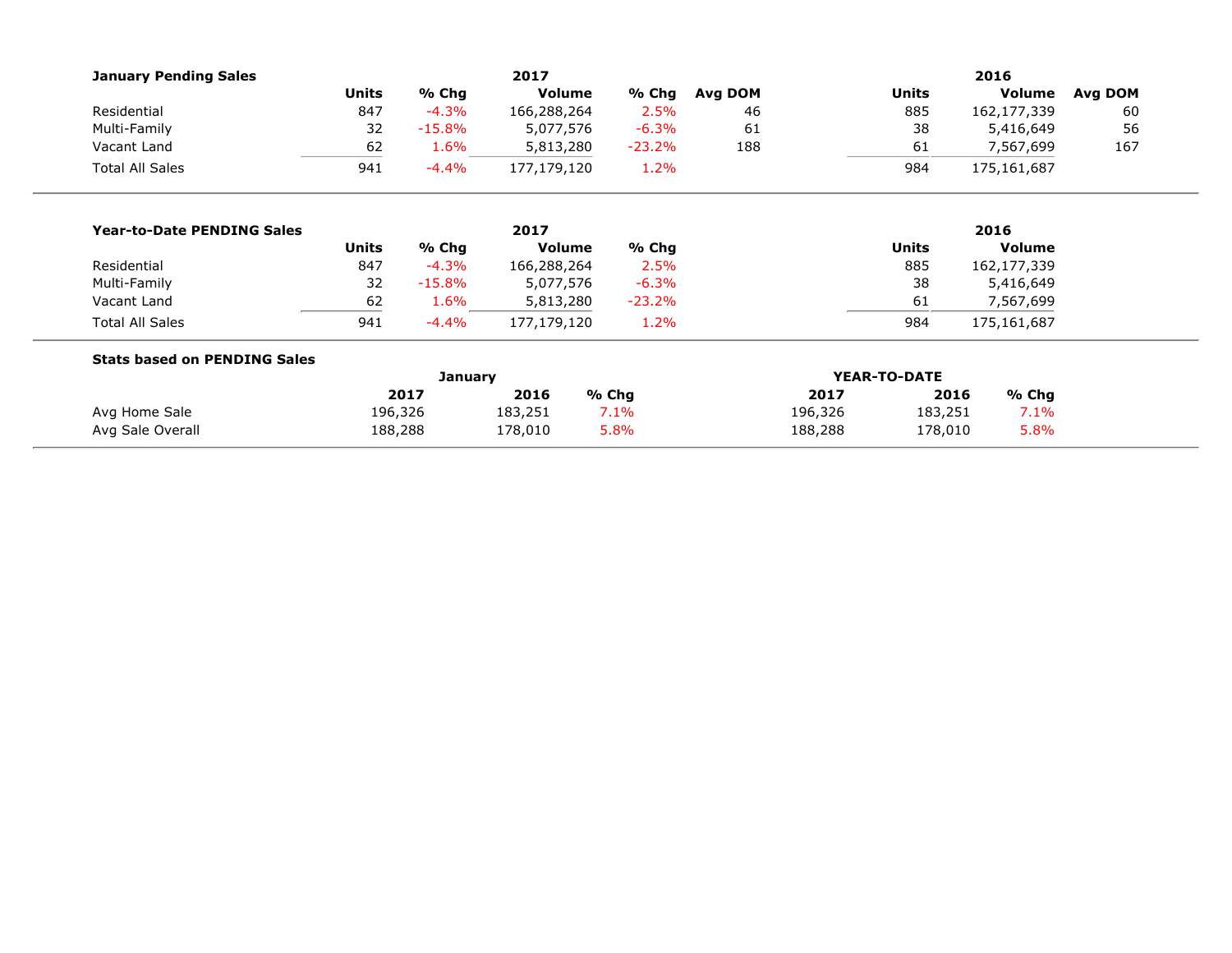### January Pending Sales

| | 2017 | | | | | 2016 | | |
|---|---|---|---|---|---|---|---|---|
| | Units | % Chg | Volume | % Chg | Avg DOM | Units | Volume | Avg DOM |
| Residential | 847 | -4.3% | 166,288,264 | 2.5% | 46 | 885 | 162,177,339 | 60 |
| Multi-Family | 32 | -15.8% | 5,077,576 | -6.3% | 61 | 38 | 5,416,649 | 56 |
| Vacant Land | 62 | 1.6% | 5,813,280 | -23.2% | 188 | 61 | 7,567,699 | 167 |
| Total All Sales | 941 | -4.4% | 177,179,120 | 1.2% | | 984 | 175,161,687 | |

### Year-to-Date PENDING Sales

| | 2017 | | | | 2016 | |
|---|---|---|---|---|---|---|
| | Units | % Chg | Volume | % Chg | Units | Volume |
| Residential | 847 | -4.3% | 166,288,264 | 2.5% | 885 | 162,177,339 |
| Multi-Family | 32 | -15.8% | 5,077,576 | -6.3% | 38 | 5,416,649 |
| Vacant Land | 62 | 1.6% | 5,813,280 | -23.2% | 61 | 7,567,699 |
| Total All Sales | 941 | -4.4% | 177,179,120 | 1.2% | 984 | 175,161,687 |

### Stats based on PENDING Sales

| | January | | | YEAR-TO-DATE | | |
|---|---|---|---|---|---|---|
| | 2017 | 2016 | % Chg | 2017 | 2016 | % Chg |
| Avg Home Sale | 196,326 | 183,251 | 7.1% | 196,326 | 183,251 | 7.1% |
| Avg Sale Overall | 188,288 | 178,010 | 5.8% | 188,288 | 178,010 | 5.8% |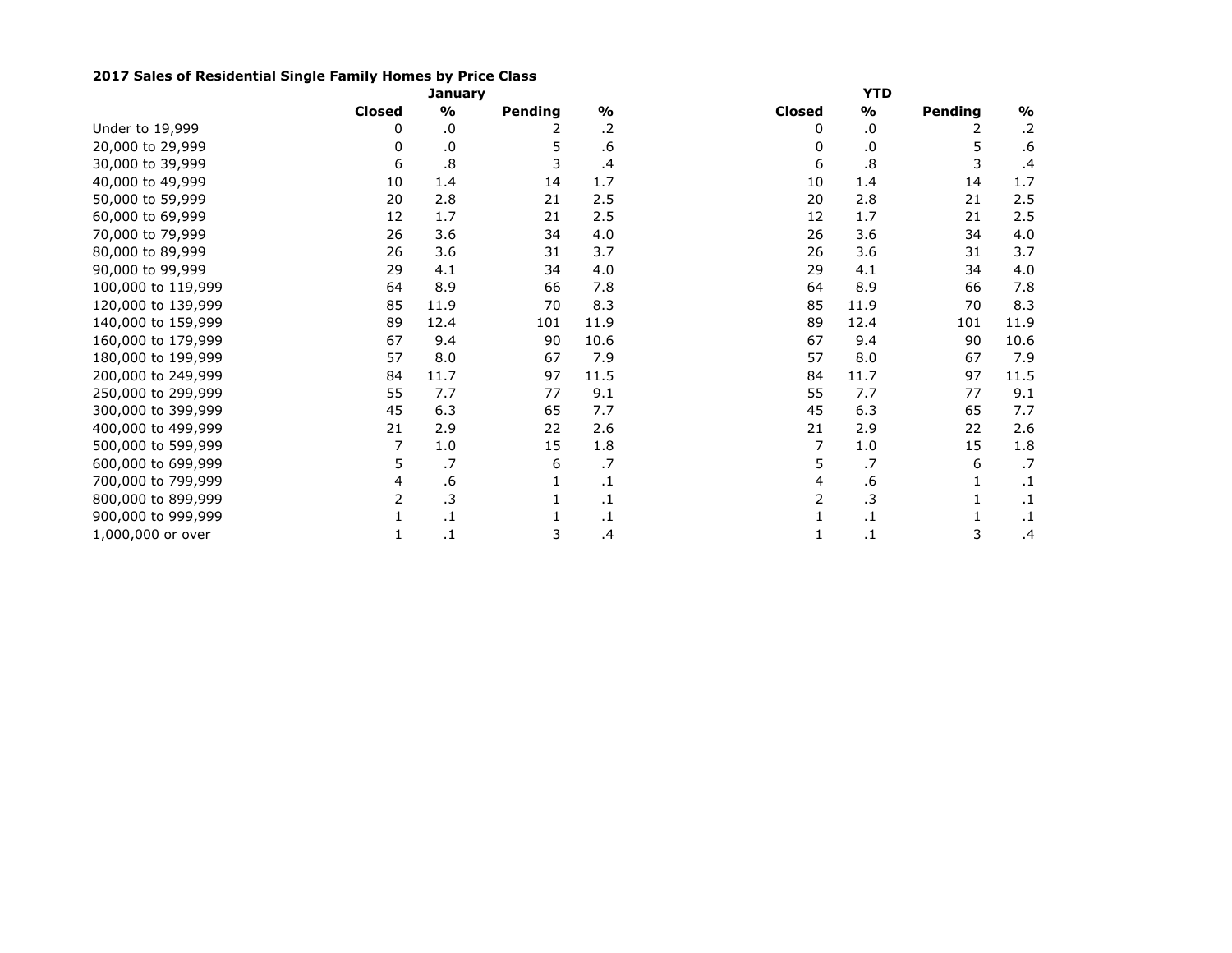**2017 Sales of Residential Single Family Homes by Price Class**

| | January | | | | YTD | | | |
|---|---|---|---|---|---|---|---|---|
| | **Closed** | **%** | **Pending** | **%** | **Closed** | **%** | **Pending** | **%** |
| Under to 19,999 | 0 | .0 | 2 | .2 | 0 | .0 | 2 | .2 |
| 20,000 to 29,999 | 0 | .0 | 5 | .6 | 0 | .0 | 5 | .6 |
| 30,000 to 39,999 | 6 | .8 | 3 | .4 | 6 | .8 | 3 | .4 |
| 40,000 to 49,999 | 10 | 1.4 | 14 | 1.7 | 10 | 1.4 | 14 | 1.7 |
| 50,000 to 59,999 | 20 | 2.8 | 21 | 2.5 | 20 | 2.8 | 21 | 2.5 |
| 60,000 to 69,999 | 12 | 1.7 | 21 | 2.5 | 12 | 1.7 | 21 | 2.5 |
| 70,000 to 79,999 | 26 | 3.6 | 34 | 4.0 | 26 | 3.6 | 34 | 4.0 |
| 80,000 to 89,999 | 26 | 3.6 | 31 | 3.7 | 26 | 3.6 | 31 | 3.7 |
| 90,000 to 99,999 | 29 | 4.1 | 34 | 4.0 | 29 | 4.1 | 34 | 4.0 |
| 100,000 to 119,999 | 64 | 8.9 | 66 | 7.8 | 64 | 8.9 | 66 | 7.8 |
| 120,000 to 139,999 | 85 | 11.9 | 70 | 8.3 | 85 | 11.9 | 70 | 8.3 |
| 140,000 to 159,999 | 89 | 12.4 | 101 | 11.9 | 89 | 12.4 | 101 | 11.9 |
| 160,000 to 179,999 | 67 | 9.4 | 90 | 10.6 | 67 | 9.4 | 90 | 10.6 |
| 180,000 to 199,999 | 57 | 8.0 | 67 | 7.9 | 57 | 8.0 | 67 | 7.9 |
| 200,000 to 249,999 | 84 | 11.7 | 97 | 11.5 | 84 | 11.7 | 97 | 11.5 |
| 250,000 to 299,999 | 55 | 7.7 | 77 | 9.1 | 55 | 7.7 | 77 | 9.1 |
| 300,000 to 399,999 | 45 | 6.3 | 65 | 7.7 | 45 | 6.3 | 65 | 7.7 |
| 400,000 to 499,999 | 21 | 2.9 | 22 | 2.6 | 21 | 2.9 | 22 | 2.6 |
| 500,000 to 599,999 | 7 | 1.0 | 15 | 1.8 | 7 | 1.0 | 15 | 1.8 |
| 600,000 to 699,999 | 5 | .7 | 6 | .7 | 5 | .7 | 6 | .7 |
| 700,000 to 799,999 | 4 | .6 | 1 | .1 | 4 | .6 | 1 | .1 |
| 800,000 to 899,999 | 2 | .3 | 1 | .1 | 2 | .3 | 1 | .1 |
| 900,000 to 999,999 | 1 | .1 | 1 | .1 | 1 | .1 | 1 | .1 |
| 1,000,000 or over | 1 | .1 | 3 | .4 | 1 | .1 | 3 | .4 |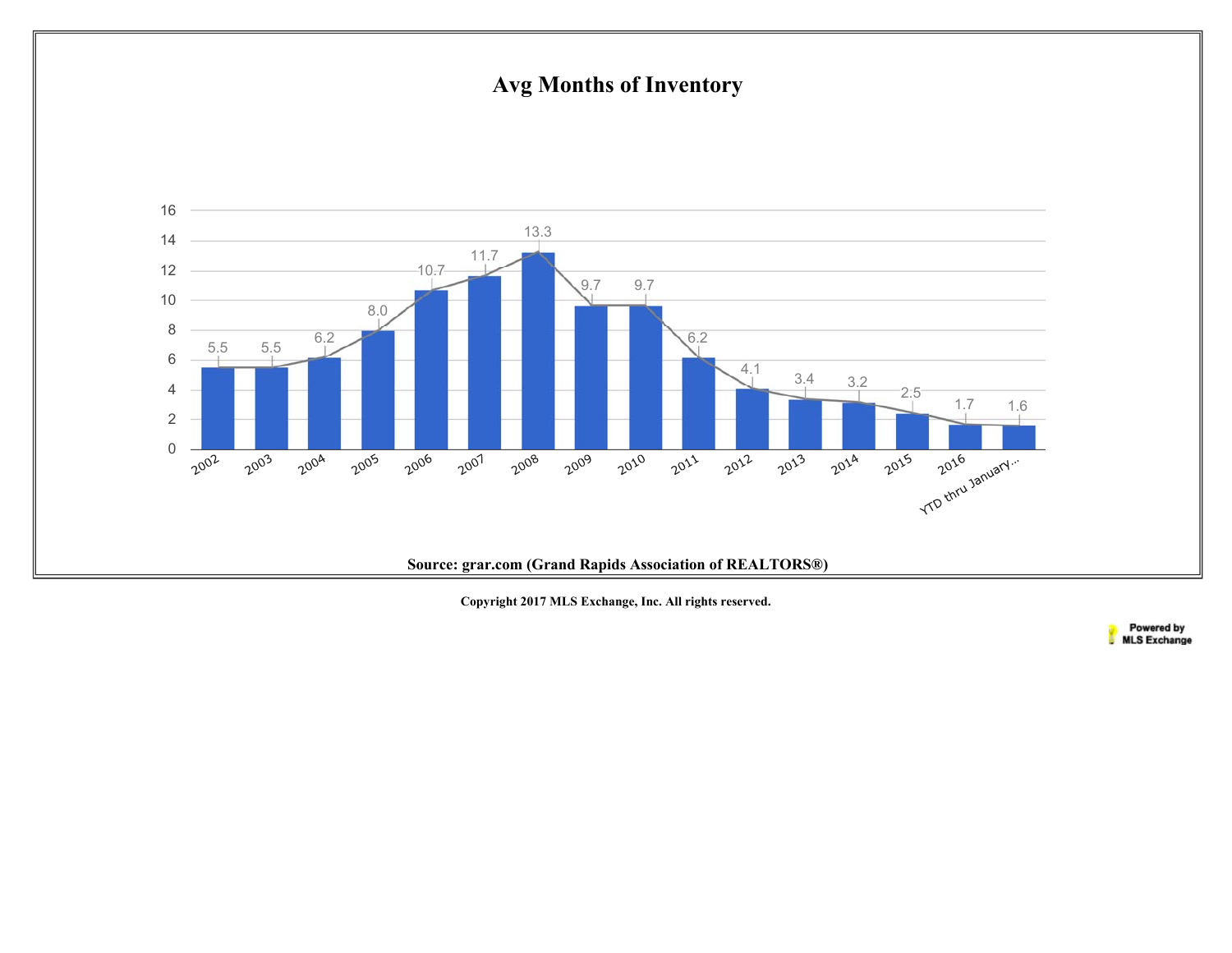## Avg Months of Inventory

16
14
12
10
8
6
4
2
0

5.5 5.5 6.2 8.0 10.7 11.7 13.3 9.7 9.7 6.2 4.1 3.4 3.2 2.5 1.7 1.6

2002 2003 2004 2005 2006 2007 2008 2009 2010 2011 2012 2013 2014 2015 2016 YTD thru January...

**Source: grar.com (Grand Rapids Association of REALTORS®)**

**Copyright 2017 MLS Exchange, Inc. All rights reserved.**

**Powered by MLS Exchange**